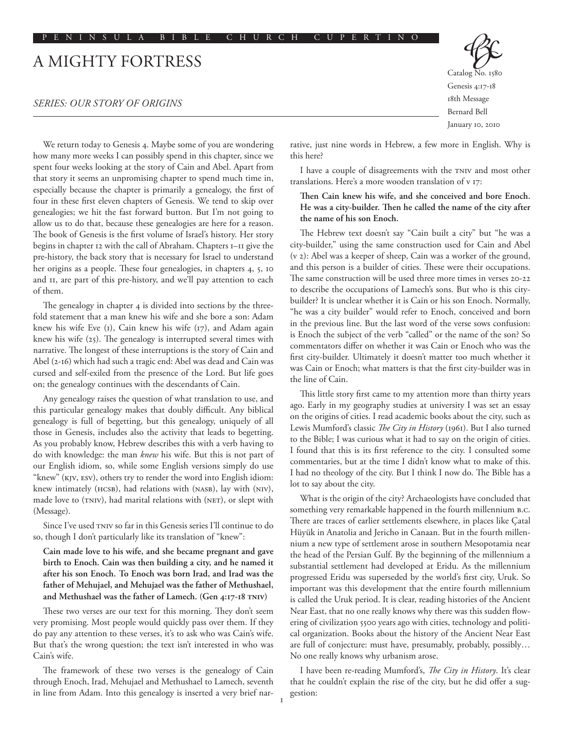# A MIGHTY FORTRESS

*SERIES: OUR STORY OF ORIGINS*

Catalog No. 1580
Genesis 4:17-18
18th Message
Bernard Bell
January 10, 2010

We return today to Genesis 4. Maybe some of you are wondering how many more weeks I can possibly spend in this chapter, since we spent four weeks looking at the story of Cain and Abel. Apart from that story it seems an unpromising chapter to spend much time in, especially because the chapter is primarily a genealogy, the first of four in these first eleven chapters of Genesis. We tend to skip over genealogies; we hit the fast forward button. But I'm not going to allow us to do that, because these genealogies are here for a reason. The book of Genesis is the first volume of Israel's history. Her story begins in chapter 12 with the call of Abraham. Chapters 1–11 give the pre-history, the back story that is necessary for Israel to understand her origins as a people. These four genealogies, in chapters 4, 5, 10 and 11, are part of this pre-history, and we'll pay attention to each of them.

The genealogy in chapter 4 is divided into sections by the three-fold statement that a man knew his wife and she bore a son: Adam knew his wife Eve (1), Cain knew his wife (17), and Adam again knew his wife (25). The genealogy is interrupted several times with narrative. The longest of these interruptions is the story of Cain and Abel (2-16) which had such a tragic end: Abel was dead and Cain was cursed and self-exiled from the presence of the Lord. But life goes on; the genealogy continues with the descendants of Cain.

Any genealogy raises the question of what translation to use, and this particular genealogy makes that doubly difficult. Any biblical genealogy is full of begetting, but this genealogy, uniquely of all those in Genesis, includes also the activity that leads to begetting. As you probably know, Hebrew describes this with a verb having to do with knowledge: the man *knew* his wife. But this is not part of our English idiom, so, while some English versions simply do use "knew" (KJV, ESV), others try to render the word into English idiom: knew intimately (HCSB), had relations with (NASB), lay with (NIV), made love to (TNIV), had marital relations with (NET), or slept with (Message).

Since I've used TNIV so far in this Genesis series I'll continue to do so, though I don't particularly like its translation of "knew":

> **Cain made love to his wife, and she became pregnant and gave birth to Enoch. Cain was then building a city, and he named it after his son Enoch. To Enoch was born Irad, and Irad was the father of Mehujael, and Mehujael was the father of Methushael, and Methushael was the father of Lamech. (Gen 4:17-18 TNIV)**

These two verses are our text for this morning. They don't seem very promising. Most people would quickly pass over them. If they do pay any attention to these verses, it's to ask who was Cain's wife. But that's the wrong question; the text isn't interested in who was Cain's wife.

The framework of these two verses is the genealogy of Cain through Enoch, Irad, Mehujael and Methushael to Lamech, seventh in line from Adam. Into this genealogy is inserted a very brief narrative, just nine words in Hebrew, a few more in English. Why is this here?

I have a couple of disagreements with the TNIV and most other translations. Here's a more wooden translation of v 17:

> **Then Cain knew his wife, and she conceived and bore Enoch. He was a city-builder. Then he called the name of the city after the name of his son Enoch.**

The Hebrew text doesn't say "Cain built a city" but "he was a city-builder," using the same construction used for Cain and Abel (v 2): Abel was a keeper of sheep, Cain was a worker of the ground, and this person is a builder of cities. These were their occupations. The same construction will be used three more times in verses 20-22 to describe the occupations of Lamech's sons. But who is this city-builder? It is unclear whether it is Cain or his son Enoch. Normally, "he was a city builder" would refer to Enoch, conceived and born in the previous line. But the last word of the verse sows confusion: is Enoch the subject of the verb "called" or the name of the son? So commentators differ on whether it was Cain or Enoch who was the first city-builder. Ultimately it doesn't matter too much whether it was Cain or Enoch; what matters is that the first city-builder was in the line of Cain.

This little story first came to my attention more than thirty years ago. Early in my geography studies at university I was set an essay on the origins of cities. I read academic books about the city, such as Lewis Mumford's classic *The City in History* (1961). But I also turned to the Bible; I was curious what it had to say on the origin of cities. I found that this is its first reference to the city. I consulted some commentaries, but at the time I didn't know what to make of this. I had no theology of the city. But I think I now do. The Bible has a lot to say about the city.

What is the origin of the city? Archaeologists have concluded that something very remarkable happened in the fourth millennium B.C. There are traces of earlier settlements elsewhere, in places like Çatal Hüyük in Anatolia and Jericho in Canaan. But in the fourth millennium a new type of settlement arose in southern Mesopotamia near the head of the Persian Gulf. By the beginning of the millennium a substantial settlement had developed at Eridu. As the millennium progressed Eridu was superseded by the world's first city, Uruk. So important was this development that the entire fourth millennium is called the Uruk period. It is clear, reading histories of the Ancient Near East, that no one really knows why there was this sudden flowering of civilization 5500 years ago with cities, technology and political organization. Books about the history of the Ancient Near East are full of conjecture: must have, presumably, probably, possibly… No one really knows why urbanism arose.

I have been re-reading Mumford's, *The City in History*. It's clear that he couldn't explain the rise of the city, but he did offer a suggestion: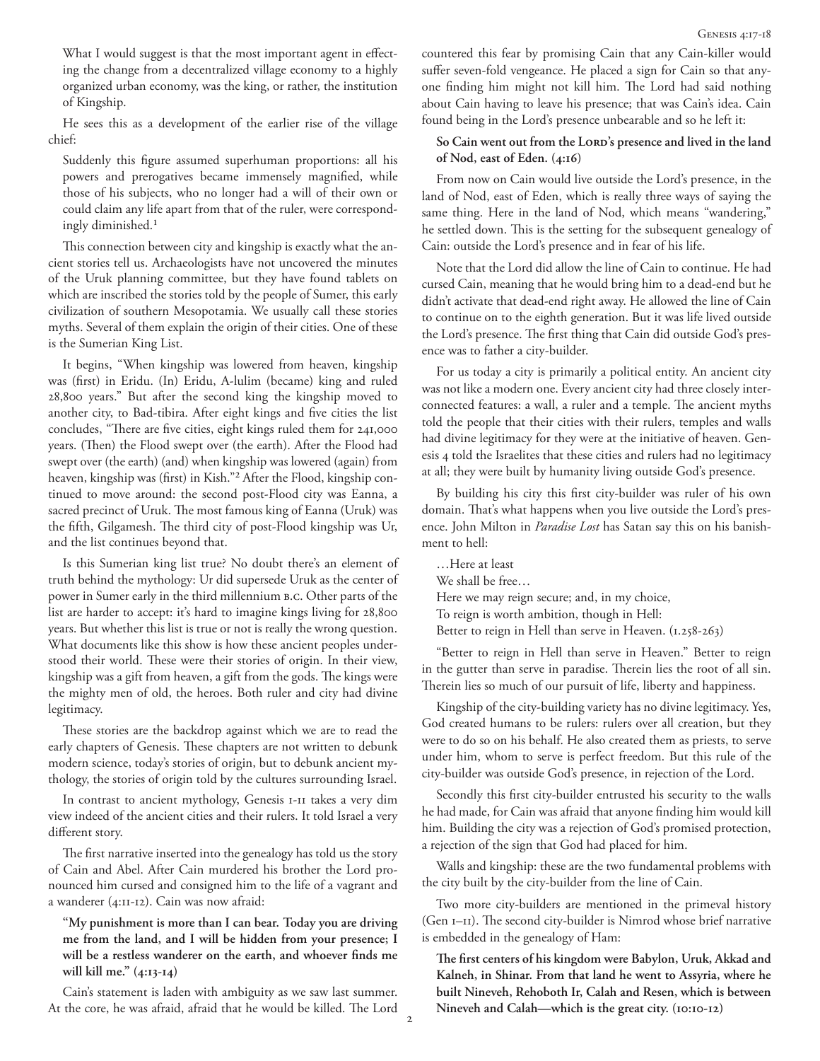What I would suggest is that the most important agent in effecting the change from a decentralized village economy to a highly organized urban economy, was the king, or rather, the institution of Kingship.

He sees this as a development of the earlier rise of the village chief:

> Suddenly this figure assumed superhuman proportions: all his powers and prerogatives became immensely magnified, while those of his subjects, who no longer had a will of their own or could claim any life apart from that of the ruler, were correspondingly diminished.[1]

This connection between city and kingship is exactly what the ancient stories tell us. Archaeologists have not uncovered the minutes of the Uruk planning committee, but they have found tablets on which are inscribed the stories told by the people of Sumer, this early civilization of southern Mesopotamia. We usually call these stories myths. Several of them explain the origin of their cities. One of these is the Sumerian King List.

It begins, "When kingship was lowered from heaven, kingship was (first) in Eridu. (In) Eridu, A-lulim (became) king and ruled 28,800 years." But after the second king the kingship moved to another city, to Bad-tibira. After eight kings and five cities the list concludes, "There are five cities, eight kings ruled them for 241,000 years. (Then) the Flood swept over (the earth). After the Flood had swept over (the earth) (and) when kingship was lowered (again) from heaven, kingship was (first) in Kish."[2] After the Flood, kingship continued to move around: the second post-Flood city was Eanna, a sacred precinct of Uruk. The most famous king of Eanna (Uruk) was the fifth, Gilgamesh. The third city of post-Flood kingship was Ur, and the list continues beyond that.

Is this Sumerian king list true? No doubt there's an element of truth behind the mythology: Ur did supersede Uruk as the center of power in Sumer early in the third millennium B.C. Other parts of the list are harder to accept: it's hard to imagine kings living for 28,800 years. But whether this list is true or not is really the wrong question. What documents like this show is how these ancient peoples understood their world. These were their stories of origin. In their view, kingship was a gift from heaven, a gift from the gods. The kings were the mighty men of old, the heroes. Both ruler and city had divine legitimacy.

These stories are the backdrop against which we are to read the early chapters of Genesis. These chapters are not written to debunk modern science, today's stories of origin, but to debunk ancient mythology, the stories of origin told by the cultures surrounding Israel.

In contrast to ancient mythology, Genesis 1-11 takes a very dim view indeed of the ancient cities and their rulers. It told Israel a very different story.

The first narrative inserted into the genealogy has told us the story of Cain and Abel. After Cain murdered his brother the Lord pronounced him cursed and consigned him to the life of a vagrant and a wanderer (4:11-12). Cain was now afraid:

> **"My punishment is more than I can bear. Today you are driving me from the land, and I will be hidden from your presence; I will be a restless wanderer on the earth, and whoever finds me will kill me." (4:13-14)**

Cain's statement is laden with ambiguity as we saw last summer. At the core, he was afraid, afraid that he would be killed. The Lord countered this fear by promising Cain that any Cain-killer would suffer seven-fold vengeance. He placed a sign for Cain so that anyone finding him might not kill him. The Lord had said nothing about Cain having to leave his presence; that was Cain's idea. Cain found being in the Lord's presence unbearable and so he left it:

> **So Cain went out from the Lord's presence and lived in the land of Nod, east of Eden. (4:16)**

From now on Cain would live outside the Lord's presence, in the land of Nod, east of Eden, which is really three ways of saying the same thing. Here in the land of Nod, which means "wandering," he settled down. This is the setting for the subsequent genealogy of Cain: outside the Lord's presence and in fear of his life.

Note that the Lord did allow the line of Cain to continue. He had cursed Cain, meaning that he would bring him to a dead-end but he didn't activate that dead-end right away. He allowed the line of Cain to continue on to the eighth generation. But it was life lived outside the Lord's presence. The first thing that Cain did outside God's presence was to father a city-builder.

For us today a city is primarily a political entity. An ancient city was not like a modern one. Every ancient city had three closely interconnected features: a wall, a ruler and a temple. The ancient myths told the people that their cities with their rulers, temples and walls had divine legitimacy for they were at the initiative of heaven. Genesis 4 told the Israelites that these cities and rulers had no legitimacy at all; they were built by humanity living outside God's presence.

By building his city this first city-builder was ruler of his own domain. That's what happens when you live outside the Lord's presence. John Milton in *Paradise Lost* has Satan say this on his banishment to hell:

> …Here at least
> We shall be free…
> Here we may reign secure; and, in my choice,
> To reign is worth ambition, though in Hell:
> Better to reign in Hell than serve in Heaven. (1.258-263)

"Better to reign in Hell than serve in Heaven." Better to reign in the gutter than serve in paradise. Therein lies the root of all sin. Therein lies so much of our pursuit of life, liberty and happiness.

Kingship of the city-building variety has no divine legitimacy. Yes, God created humans to be rulers: rulers over all creation, but they were to do so on his behalf. He also created them as priests, to serve under him, whom to serve is perfect freedom. But this rule of the city-builder was outside God's presence, in rejection of the Lord.

Secondly this first city-builder entrusted his security to the walls he had made, for Cain was afraid that anyone finding him would kill him. Building the city was a rejection of God's promised protection, a rejection of the sign that God had placed for him.

Walls and kingship: these are the two fundamental problems with the city built by the city-builder from the line of Cain.

Two more city-builders are mentioned in the primeval history (Gen 1–11). The second city-builder is Nimrod whose brief narrative is embedded in the genealogy of Ham:

> **The first centers of his kingdom were Babylon, Uruk, Akkad and Kalneh, in Shinar. From that land he went to Assyria, where he built Nineveh, Rehoboth Ir, Calah and Resen, which is between Nineveh and Calah—which is the great city. (10:10-12)**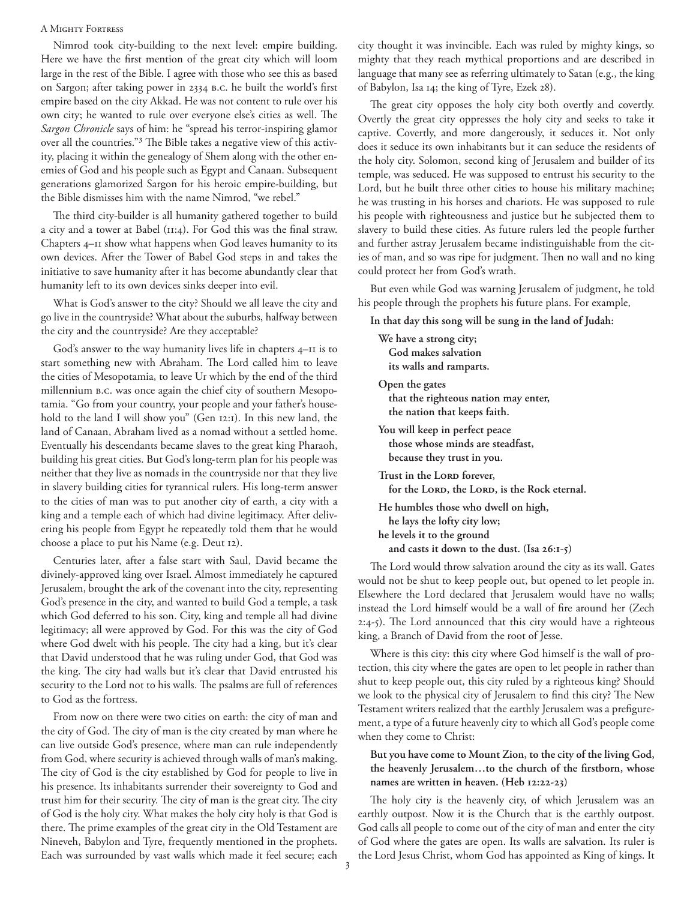Nimrod took city-building to the next level: empire building. Here we have the first mention of the great city which will loom large in the rest of the Bible. I agree with those who see this as based on Sargon; after taking power in 2334 B.C. he built the world's first empire based on the city Akkad. He was not content to rule over his own city; he wanted to rule over everyone else's cities as well. The *Sargon Chronicle* says of him: he "spread his terror-inspiring glamor over all the countries."[3] The Bible takes a negative view of this activity, placing it within the genealogy of Shem along with the other enemies of God and his people such as Egypt and Canaan. Subsequent generations glamorized Sargon for his heroic empire-building, but the Bible dismisses him with the name Nimrod, "we rebel."

The third city-builder is all humanity gathered together to build a city and a tower at Babel (11:4). For God this was the final straw. Chapters 4–11 show what happens when God leaves humanity to its own devices. After the Tower of Babel God steps in and takes the initiative to save humanity after it has become abundantly clear that humanity left to its own devices sinks deeper into evil.

What is God's answer to the city? Should we all leave the city and go live in the countryside? What about the suburbs, halfway between the city and the countryside? Are they acceptable?

God's answer to the way humanity lives life in chapters 4–11 is to start something new with Abraham. The Lord called him to leave the cities of Mesopotamia, to leave Ur which by the end of the third millennium B.C. was once again the chief city of southern Mesopotamia. "Go from your country, your people and your father's household to the land I will show you" (Gen 12:1). In this new land, the land of Canaan, Abraham lived as a nomad without a settled home. Eventually his descendants became slaves to the great king Pharaoh, building his great cities. But God's long-term plan for his people was neither that they live as nomads in the countryside nor that they live in slavery building cities for tyrannical rulers. His long-term answer to the cities of man was to put another city of earth, a city with a king and a temple each of which had divine legitimacy. After delivering his people from Egypt he repeatedly told them that he would choose a place to put his Name (e.g. Deut 12).

Centuries later, after a false start with Saul, David became the divinely-approved king over Israel. Almost immediately he captured Jerusalem, brought the ark of the covenant into the city, representing God's presence in the city, and wanted to build God a temple, a task which God deferred to his son. City, king and temple all had divine legitimacy; all were approved by God. For this was the city of God where God dwelt with his people. The city had a king, but it's clear that David understood that he was ruling under God, that God was the king. The city had walls but it's clear that David entrusted his security to the Lord not to his walls. The psalms are full of references to God as the fortress.

From now on there were two cities on earth: the city of man and the city of God. The city of man is the city created by man where he can live outside God's presence, where man can rule independently from God, where security is achieved through walls of man's making. The city of God is the city established by God for people to live in his presence. Its inhabitants surrender their sovereignty to God and trust him for their security. The city of man is the great city. The city of God is the holy city. What makes the holy city holy is that God is there. The prime examples of the great city in the Old Testament are Nineveh, Babylon and Tyre, frequently mentioned in the prophets. Each was surrounded by vast walls which made it feel secure; each city thought it was invincible. Each was ruled by mighty kings, so mighty that they reach mythical proportions and are described in language that many see as referring ultimately to Satan (e.g., the king of Babylon, Isa 14; the king of Tyre, Ezek 28).

The great city opposes the holy city both overtly and covertly. Overtly the great city oppresses the holy city and seeks to take it captive. Covertly, and more dangerously, it seduces it. Not only does it seduce its own inhabitants but it can seduce the residents of the holy city. Solomon, second king of Jerusalem and builder of its temple, was seduced. He was supposed to entrust his security to the Lord, but he built three other cities to house his military machine; he was trusting in his horses and chariots. He was supposed to rule his people with righteousness and justice but he subjected them to slavery to build these cities. As future rulers led the people further and further astray Jerusalem became indistinguishable from the cities of man, and so was ripe for judgment. Then no wall and no king could protect her from God's wrath.

But even while God was warning Jerusalem of judgment, he told his people through the prophets his future plans. For example,

> **In that day this song will be sung in the land of Judah:**
>
> **We have a strong city;**
> **God makes salvation**
> **its walls and ramparts.**
>
> **Open the gates**
> **that the righteous nation may enter,**
> **the nation that keeps faith.**
>
> **You will keep in perfect peace**
> **those whose minds are steadfast,**
> **because they trust in you.**
>
> **Trust in the LORD forever,**
> **for the LORD, the LORD, is the Rock eternal.**
>
> **He humbles those who dwell on high,**
> **he lays the lofty city low;**
> **he levels it to the ground**
> **and casts it down to the dust. (Isa 26:1-5)**

The Lord would throw salvation around the city as its wall. Gates would not be shut to keep people out, but opened to let people in. Elsewhere the Lord declared that Jerusalem would have no walls; instead the Lord himself would be a wall of fire around her (Zech 2:4-5). The Lord announced that this city would have a righteous king, a Branch of David from the root of Jesse.

Where is this city: this city where God himself is the wall of protection, this city where the gates are open to let people in rather than shut to keep people out, this city ruled by a righteous king? Should we look to the physical city of Jerusalem to find this city? The New Testament writers realized that the earthly Jerusalem was a prefigurement, a type of a future heavenly city to which all God's people come when they come to Christ:

> **But you have come to Mount Zion, to the city of the living God, the heavenly Jerusalem…to the church of the firstborn, whose names are written in heaven. (Heb 12:22-23)**

The holy city is the heavenly city, of which Jerusalem was an earthly outpost. Now it is the Church that is the earthly outpost. God calls all people to come out of the city of man and enter the city of God where the gates are open. Its walls are salvation. Its ruler is the Lord Jesus Christ, whom God has appointed as King of kings. It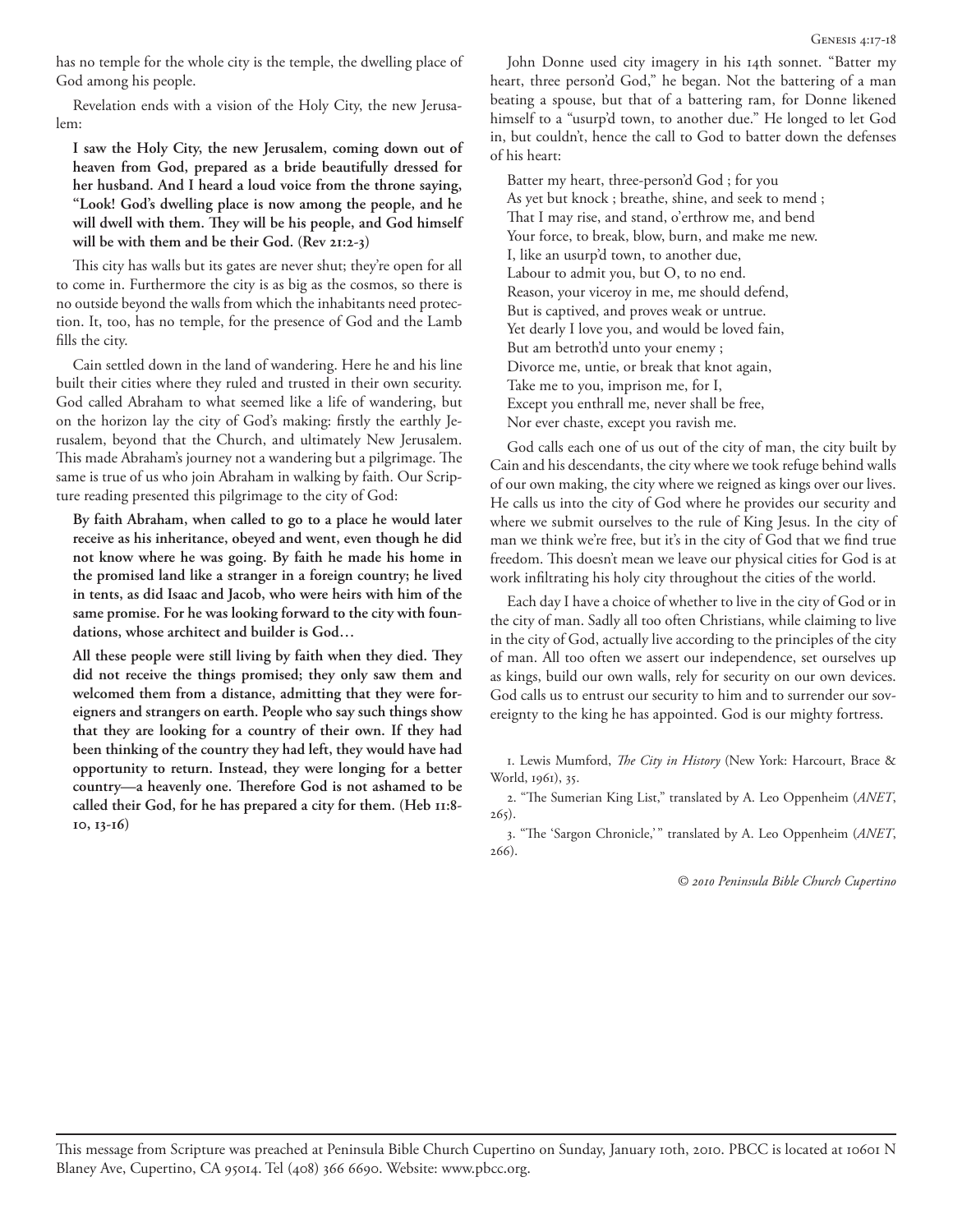has no temple for the whole city is the temple, the dwelling place of God among his people.

Revelation ends with a vision of the Holy City, the new Jerusalem:

> **I saw the Holy City, the new Jerusalem, coming down out of heaven from God, prepared as a bride beautifully dressed for her husband. And I heard a loud voice from the throne saying, "Look! God's dwelling place is now among the people, and he will dwell with them. They will be his people, and God himself will be with them and be their God. (Rev 21:2-3)**

This city has walls but its gates are never shut; they're open for all to come in. Furthermore the city is as big as the cosmos, so there is no outside beyond the walls from which the inhabitants need protection. It, too, has no temple, for the presence of God and the Lamb fills the city.

Cain settled down in the land of wandering. Here he and his line built their cities where they ruled and trusted in their own security. God called Abraham to what seemed like a life of wandering, but on the horizon lay the city of God's making: firstly the earthly Jerusalem, beyond that the Church, and ultimately New Jerusalem. This made Abraham's journey not a wandering but a pilgrimage. The same is true of us who join Abraham in walking by faith. Our Scripture reading presented this pilgrimage to the city of God:

> **By faith Abraham, when called to go to a place he would later receive as his inheritance, obeyed and went, even though he did not know where he was going. By faith he made his home in the promised land like a stranger in a foreign country; he lived in tents, as did Isaac and Jacob, who were heirs with him of the same promise. For he was looking forward to the city with foundations, whose architect and builder is God…**
>
> **All these people were still living by faith when they died. They did not receive the things promised; they only saw them and welcomed them from a distance, admitting that they were foreigners and strangers on earth. People who say such things show that they are looking for a country of their own. If they had been thinking of the country they had left, they would have had opportunity to return. Instead, they were longing for a better country—a heavenly one. Therefore God is not ashamed to be called their God, for he has prepared a city for them. (Heb 11:8-10, 13-16)**

John Donne used city imagery in his 14th sonnet. "Batter my heart, three person'd God," he began. Not the battering of a man beating a spouse, but that of a battering ram, for Donne likened himself to a "usurp'd town, to another due." He longed to let God in, but couldn't, hence the call to God to batter down the defenses of his heart:

> Batter my heart, three-person'd God ; for you
> As yet but knock ; breathe, shine, and seek to mend ;
> That I may rise, and stand, o'erthrow me, and bend
> Your force, to break, blow, burn, and make me new.
> I, like an usurp'd town, to another due,
> Labour to admit you, but O, to no end.
> Reason, your viceroy in me, me should defend,
> But is captived, and proves weak or untrue.
> Yet dearly I love you, and would be loved fain,
> But am betroth'd unto your enemy ;
> Divorce me, untie, or break that knot again,
> Take me to you, imprison me, for I,
> Except you enthrall me, never shall be free,
> Nor ever chaste, except you ravish me.

God calls each one of us out of the city of man, the city built by Cain and his descendants, the city where we took refuge behind walls of our own making, the city where we reigned as kings over our lives. He calls us into the city of God where he provides our security and where we submit ourselves to the rule of King Jesus. In the city of man we think we're free, but it's in the city of God that we find true freedom. This doesn't mean we leave our physical cities for God is at work infiltrating his holy city throughout the cities of the world.

Each day I have a choice of whether to live in the city of God or in the city of man. Sadly all too often Christians, while claiming to live in the city of God, actually live according to the principles of the city of man. All too often we assert our independence, set ourselves up as kings, build our own walls, rely for security on our own devices. God calls us to entrust our security to him and to surrender our sovereignty to the king he has appointed. God is our mighty fortress.

1. Lewis Mumford, *The City in History* (New York: Harcourt, Brace & World, 1961), 35.

2. "The Sumerian King List," translated by A. Leo Oppenheim (*ANET*, 265).

3. "The 'Sargon Chronicle,'" translated by A. Leo Oppenheim (*ANET*, 266).

*© 2010 Peninsula Bible Church Cupertino*

This message from Scripture was preached at Peninsula Bible Church Cupertino on Sunday, January 10th, 2010. PBCC is located at 10601 N Blaney Ave, Cupertino, CA 95014. Tel (408) 366 6690. Website: www.pbcc.org.